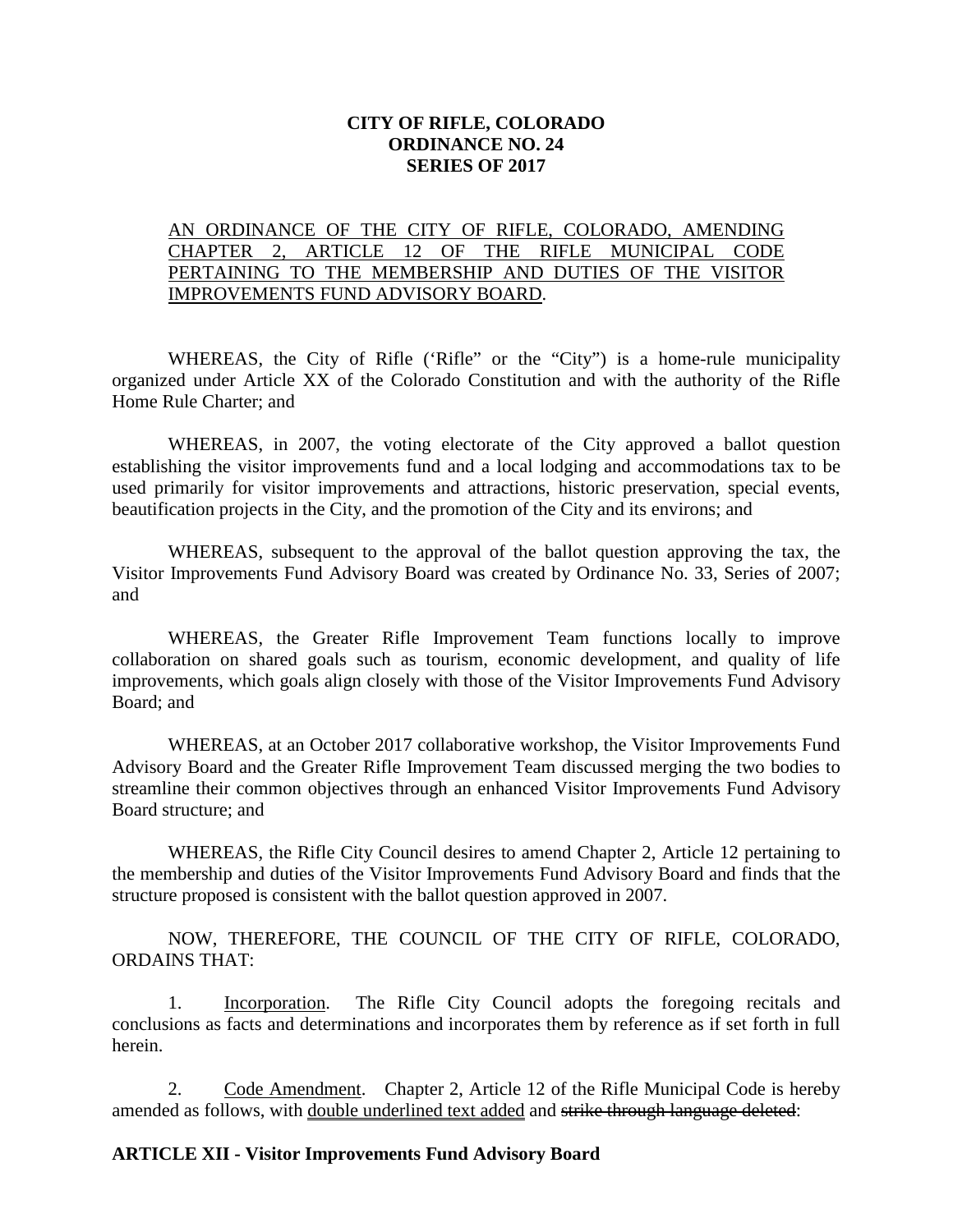**CITY OF RIFLE, COLORADO**
**ORDINANCE NO. 24**
**SERIES OF 2017**

AN ORDINANCE OF THE CITY OF RIFLE, COLORADO, AMENDING CHAPTER 2, ARTICLE 12 OF THE RIFLE MUNICIPAL CODE PERTAINING TO THE MEMBERSHIP AND DUTIES OF THE VISITOR IMPROVEMENTS FUND ADVISORY BOARD.

WHEREAS, the City of Rifle ('Rifle" or the "City") is a home-rule municipality organized under Article XX of the Colorado Constitution and with the authority of the Rifle Home Rule Charter; and

WHEREAS, in 2007, the voting electorate of the City approved a ballot question establishing the visitor improvements fund and a local lodging and accommodations tax to be used primarily for visitor improvements and attractions, historic preservation, special events, beautification projects in the City, and the promotion of the City and its environs; and

WHEREAS, subsequent to the approval of the ballot question approving the tax, the Visitor Improvements Fund Advisory Board was created by Ordinance No. 33, Series of 2007; and

WHEREAS, the Greater Rifle Improvement Team functions locally to improve collaboration on shared goals such as tourism, economic development, and quality of life improvements, which goals align closely with those of the Visitor Improvements Fund Advisory Board; and

WHEREAS, at an October 2017 collaborative workshop, the Visitor Improvements Fund Advisory Board and the Greater Rifle Improvement Team discussed merging the two bodies to streamline their common objectives through an enhanced Visitor Improvements Fund Advisory Board structure; and

WHEREAS, the Rifle City Council desires to amend Chapter 2, Article 12 pertaining to the membership and duties of the Visitor Improvements Fund Advisory Board and finds that the structure proposed is consistent with the ballot question approved in 2007.

NOW, THEREFORE, THE COUNCIL OF THE CITY OF RIFLE, COLORADO, ORDAINS THAT:

1. Incorporation. The Rifle City Council adopts the foregoing recitals and conclusions as facts and determinations and incorporates them by reference as if set forth in full herein.

2. Code Amendment. Chapter 2, Article 12 of the Rifle Municipal Code is hereby amended as follows, with double underlined text added and ~~strike through language deleted~~:

**ARTICLE XII - Visitor Improvements Fund Advisory Board**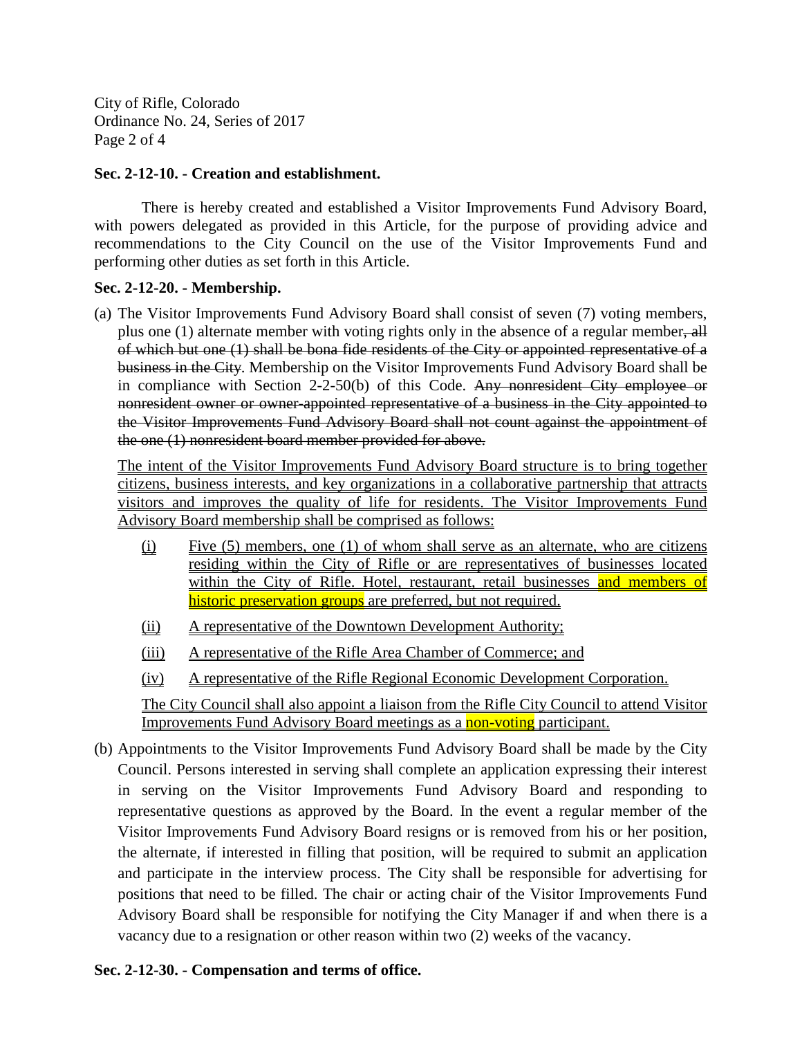### Sec. 2-12-10. - Creation and establishment.

There is hereby created and established a Visitor Improvements Fund Advisory Board, with powers delegated as provided in this Article, for the purpose of providing advice and recommendations to the City Council on the use of the Visitor Improvements Fund and performing other duties as set forth in this Article.

### Sec. 2-12-20. - Membership.

(a) The Visitor Improvements Fund Advisory Board shall consist of seven (7) voting members, plus one (1) alternate member with voting rights only in the absence of a regular member~~, all of which but one (1) shall be bona fide residents of the City or appointed representative of a business in the City~~. Membership on the Visitor Improvements Fund Advisory Board shall be in compliance with Section 2-2-50(b) of this Code. ~~Any nonresident City employee or nonresident owner or owner-appointed representative of a business in the City appointed to the Visitor Improvements Fund Advisory Board shall not count against the appointment of the one (1) nonresident board member provided for above.~~

The intent of the Visitor Improvements Fund Advisory Board structure is to bring together citizens, business interests, and key organizations in a collaborative partnership that attracts visitors and improves the quality of life for residents. The Visitor Improvements Fund Advisory Board membership shall be comprised as follows:

(i) Five (5) members, one (1) of whom shall serve as an alternate, who are citizens residing within the City of Rifle or are representatives of businesses located within the City of Rifle. Hotel, restaurant, retail businesses and members of historic preservation groups are preferred, but not required.

(ii) A representative of the Downtown Development Authority;

(iii) A representative of the Rifle Area Chamber of Commerce; and

(iv) A representative of the Rifle Regional Economic Development Corporation.

The City Council shall also appoint a liaison from the Rifle City Council to attend Visitor Improvements Fund Advisory Board meetings as a non-voting participant.

(b) Appointments to the Visitor Improvements Fund Advisory Board shall be made by the City Council. Persons interested in serving shall complete an application expressing their interest in serving on the Visitor Improvements Fund Advisory Board and responding to representative questions as approved by the Board. In the event a regular member of the Visitor Improvements Fund Advisory Board resigns or is removed from his or her position, the alternate, if interested in filling that position, will be required to submit an application and participate in the interview process. The City shall be responsible for advertising for positions that need to be filled. The chair or acting chair of the Visitor Improvements Fund Advisory Board shall be responsible for notifying the City Manager if and when there is a vacancy due to a resignation or other reason within two (2) weeks of the vacancy.

### Sec. 2-12-30. - Compensation and terms of office.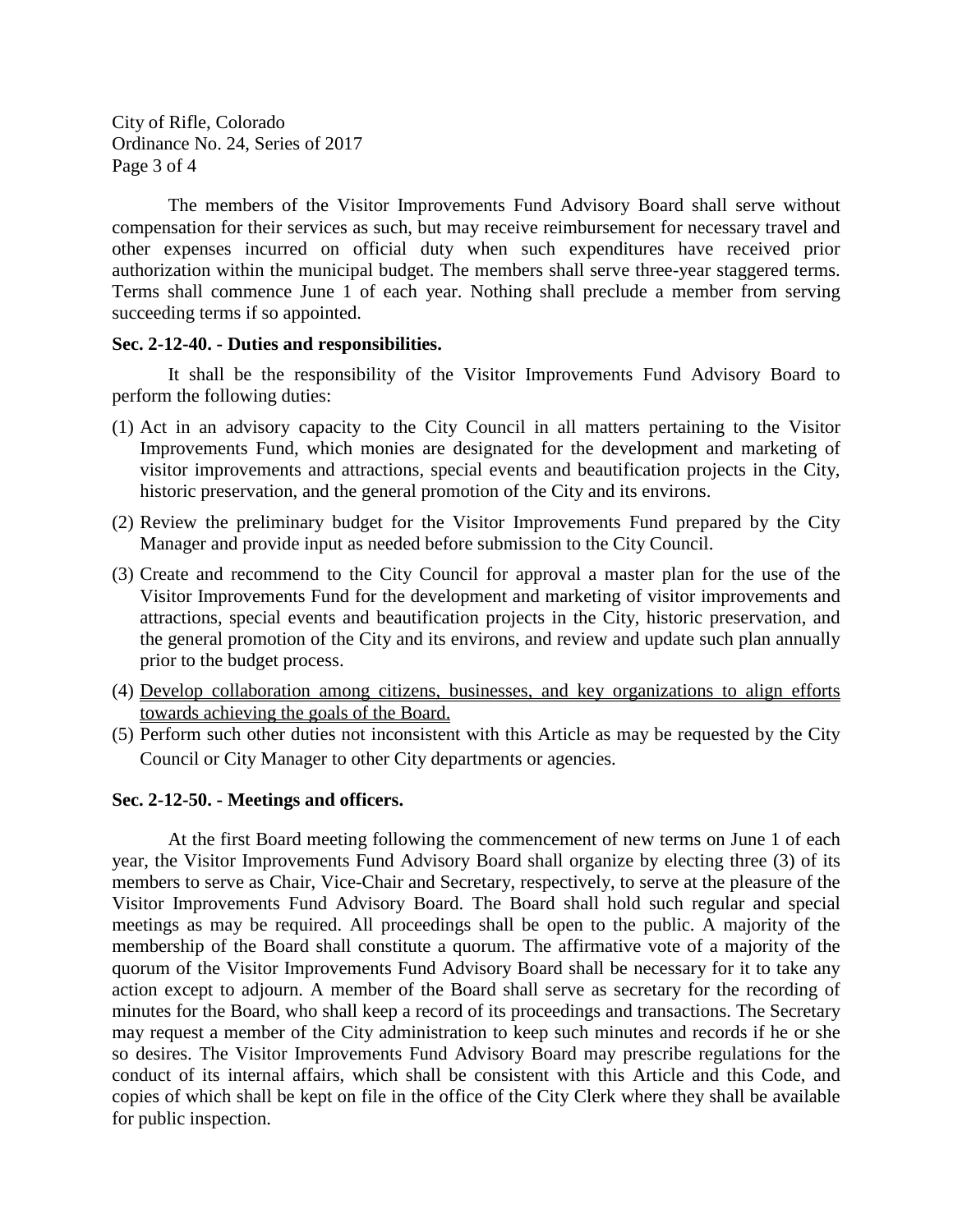The members of the Visitor Improvements Fund Advisory Board shall serve without compensation for their services as such, but may receive reimbursement for necessary travel and other expenses incurred on official duty when such expenditures have received prior authorization within the municipal budget. The members shall serve three-year staggered terms. Terms shall commence June 1 of each year. Nothing shall preclude a member from serving succeeding terms if so appointed.

**Sec. 2-12-40. - Duties and responsibilities.**

It shall be the responsibility of the Visitor Improvements Fund Advisory Board to perform the following duties:

(1) Act in an advisory capacity to the City Council in all matters pertaining to the Visitor Improvements Fund, which monies are designated for the development and marketing of visitor improvements and attractions, special events and beautification projects in the City, historic preservation, and the general promotion of the City and its environs.

(2) Review the preliminary budget for the Visitor Improvements Fund prepared by the City Manager and provide input as needed before submission to the City Council.

(3) Create and recommend to the City Council for approval a master plan for the use of the Visitor Improvements Fund for the development and marketing of visitor improvements and attractions, special events and beautification projects in the City, historic preservation, and the general promotion of the City and its environs, and review and update such plan annually prior to the budget process.

(4) <u>Develop collaboration among citizens, businesses, and key organizations to align efforts towards achieving the goals of the Board.</u>

(5) Perform such other duties not inconsistent with this Article as may be requested by the City Council or City Manager to other City departments or agencies.

**Sec. 2-12-50. - Meetings and officers.**

At the first Board meeting following the commencement of new terms on June 1 of each year, the Visitor Improvements Fund Advisory Board shall organize by electing three (3) of its members to serve as Chair, Vice-Chair and Secretary, respectively, to serve at the pleasure of the Visitor Improvements Fund Advisory Board. The Board shall hold such regular and special meetings as may be required. All proceedings shall be open to the public. A majority of the membership of the Board shall constitute a quorum. The affirmative vote of a majority of the quorum of the Visitor Improvements Fund Advisory Board shall be necessary for it to take any action except to adjourn. A member of the Board shall serve as secretary for the recording of minutes for the Board, who shall keep a record of its proceedings and transactions. The Secretary may request a member of the City administration to keep such minutes and records if he or she so desires. The Visitor Improvements Fund Advisory Board may prescribe regulations for the conduct of its internal affairs, which shall be consistent with this Article and this Code, and copies of which shall be kept on file in the office of the City Clerk where they shall be available for public inspection.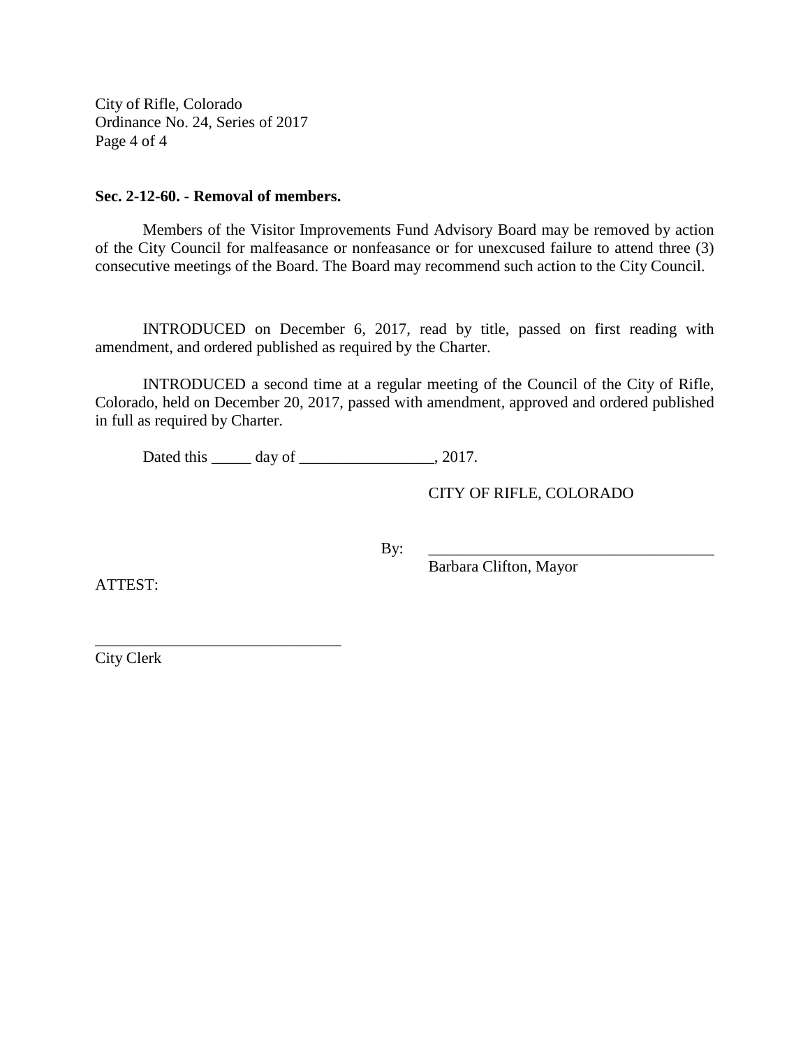**Sec. 2-12-60. - Removal of members.**

Members of the Visitor Improvements Fund Advisory Board may be removed by action of the City Council for malfeasance or nonfeasance or for unexcused failure to attend three (3) consecutive meetings of the Board. The Board may recommend such action to the City Council.

INTRODUCED on December 6, 2017, read by title, passed on first reading with amendment, and ordered published as required by the Charter.

INTRODUCED a second time at a regular meeting of the Council of the City of Rifle, Colorado, held on December 20, 2017, passed with amendment, approved and ordered published in full as required by Charter.

Dated this _____ day of _________________, 2017.

CITY OF RIFLE, COLORADO

By: ____________________________________
Barbara Clifton, Mayor

ATTEST:

_______________________________
City Clerk